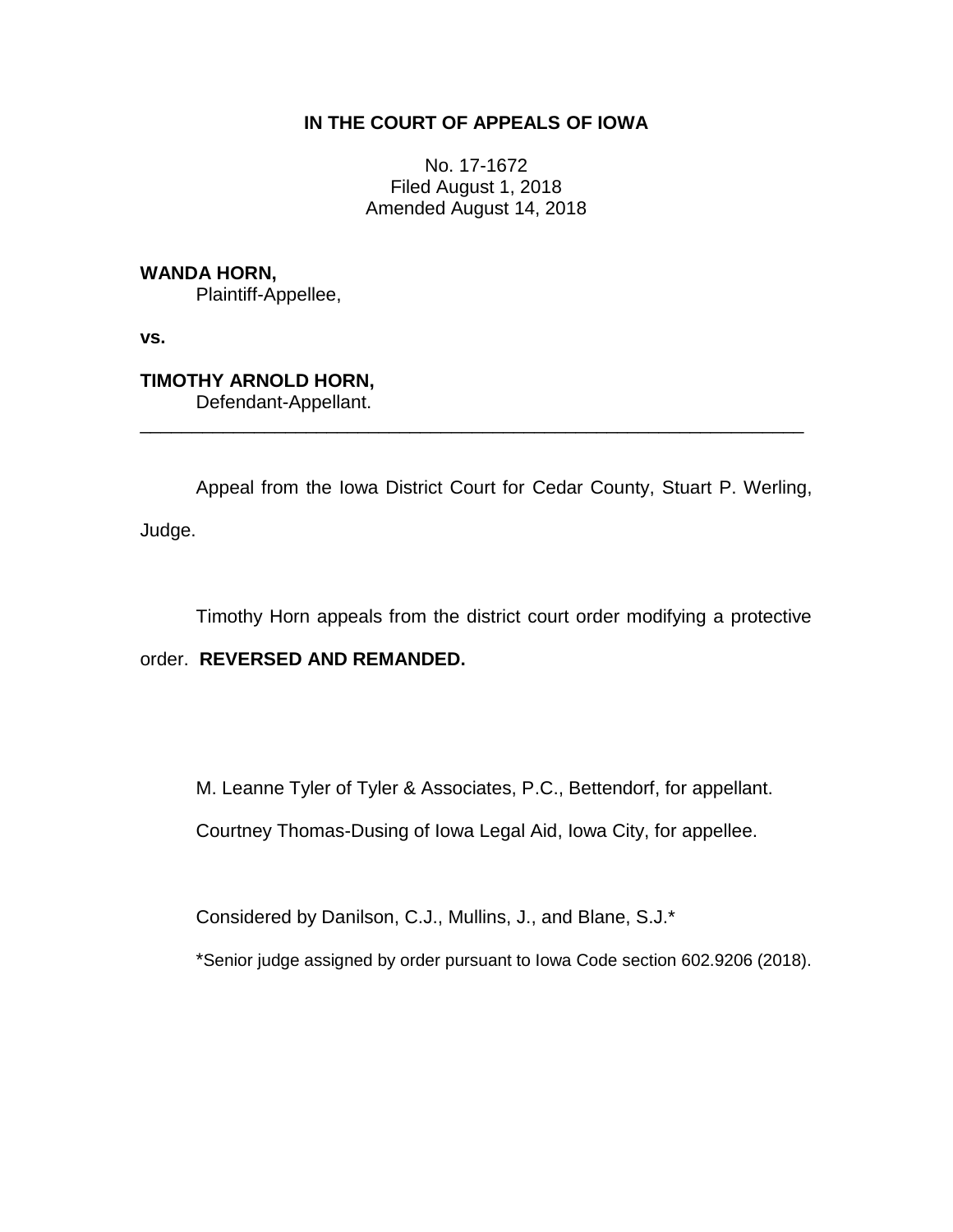**IN THE COURT OF APPEALS OF IOWA**

No. 17-1672
Filed August 1, 2018
Amended August 14, 2018

**WANDA HORN,**
Plaintiff-Appellee,

**vs.**

**TIMOTHY ARNOLD HORN,**
Defendant-Appellant.

---

Appeal from the Iowa District Court for Cedar County, Stuart P. Werling, Judge.

Timothy Horn appeals from the district court order modifying a protective order. **REVERSED AND REMANDED.**

M. Leanne Tyler of Tyler & Associates, P.C., Bettendorf, for appellant.

Courtney Thomas-Dusing of Iowa Legal Aid, Iowa City, for appellee.

Considered by Danilson, C.J., Mullins, J., and Blane, S.J.*

*Senior judge assigned by order pursuant to Iowa Code section 602.9206 (2018).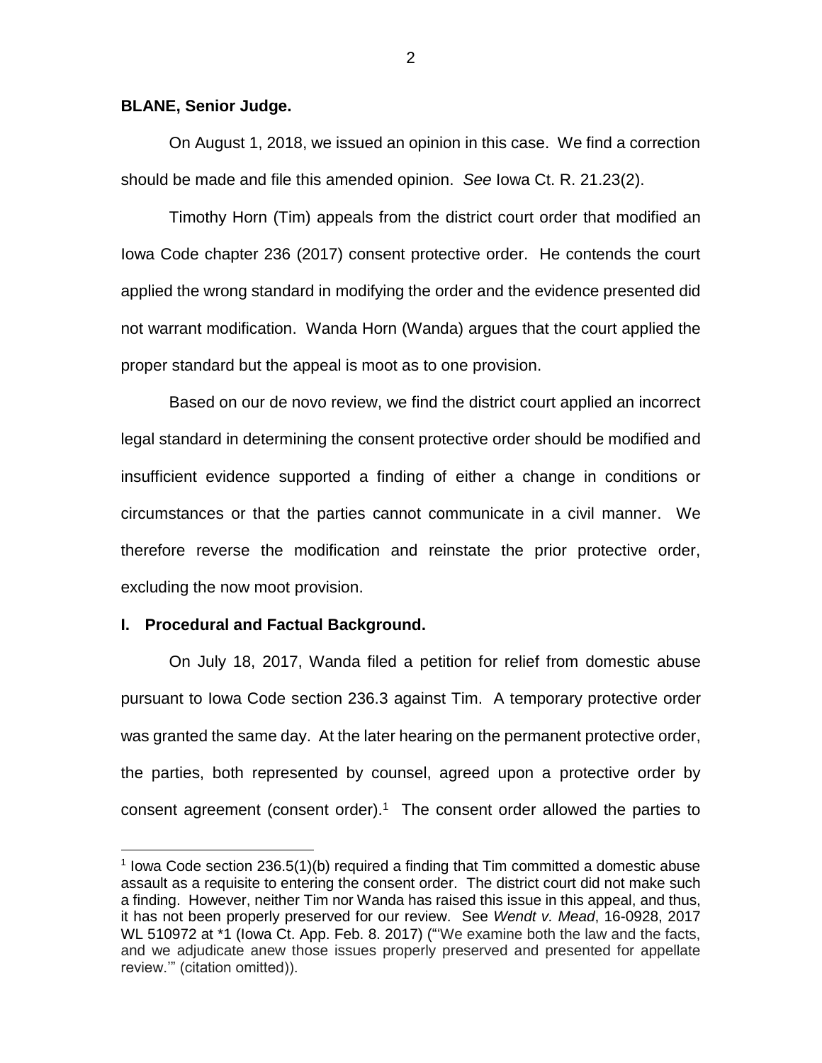**BLANE, Senior Judge.**

On August 1, 2018, we issued an opinion in this case. We find a correction should be made and file this amended opinion. *See* Iowa Ct. R. 21.23(2).

Timothy Horn (Tim) appeals from the district court order that modified an Iowa Code chapter 236 (2017) consent protective order. He contends the court applied the wrong standard in modifying the order and the evidence presented did not warrant modification. Wanda Horn (Wanda) argues that the court applied the proper standard but the appeal is moot as to one provision.

Based on our de novo review, we find the district court applied an incorrect legal standard in determining the consent protective order should be modified and insufficient evidence supported a finding of either a change in conditions or circumstances or that the parties cannot communicate in a civil manner. We therefore reverse the modification and reinstate the prior protective order, excluding the now moot provision.

## I. Procedural and Factual Background.

On July 18, 2017, Wanda filed a petition for relief from domestic abuse pursuant to Iowa Code section 236.3 against Tim. A temporary protective order was granted the same day. At the later hearing on the permanent protective order, the parties, both represented by counsel, agreed upon a protective order by consent agreement (consent order).[1] The consent order allowed the parties to

[1] Iowa Code section 236.5(1)(b) required a finding that Tim committed a domestic abuse assault as a requisite to entering the consent order. The district court did not make such a finding. However, neither Tim nor Wanda has raised this issue in this appeal, and thus, it has not been properly preserved for our review. See *Wendt v. Mead*, 16-0928, 2017 WL 510972 at *1 (Iowa Ct. App. Feb. 8. 2017) ("'We examine both the law and the facts, and we adjudicate anew those issues properly preserved and presented for appellate review.'" (citation omitted)).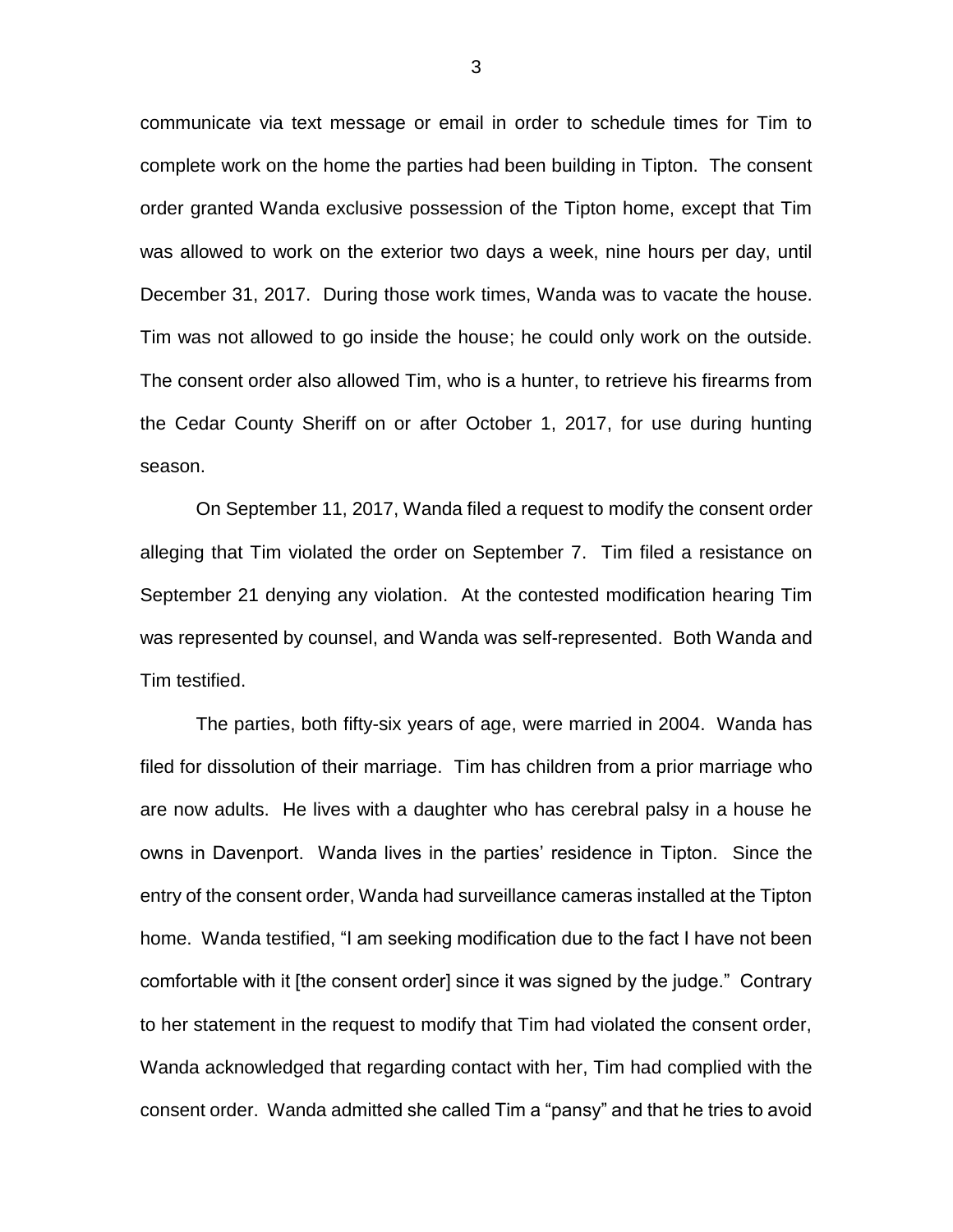communicate via text message or email in order to schedule times for Tim to complete work on the home the parties had been building in Tipton. The consent order granted Wanda exclusive possession of the Tipton home, except that Tim was allowed to work on the exterior two days a week, nine hours per day, until December 31, 2017. During those work times, Wanda was to vacate the house. Tim was not allowed to go inside the house; he could only work on the outside. The consent order also allowed Tim, who is a hunter, to retrieve his firearms from the Cedar County Sheriff on or after October 1, 2017, for use during hunting season.

On September 11, 2017, Wanda filed a request to modify the consent order alleging that Tim violated the order on September 7. Tim filed a resistance on September 21 denying any violation. At the contested modification hearing Tim was represented by counsel, and Wanda was self-represented. Both Wanda and Tim testified.

The parties, both fifty-six years of age, were married in 2004. Wanda has filed for dissolution of their marriage. Tim has children from a prior marriage who are now adults. He lives with a daughter who has cerebral palsy in a house he owns in Davenport. Wanda lives in the parties' residence in Tipton. Since the entry of the consent order, Wanda had surveillance cameras installed at the Tipton home. Wanda testified, "I am seeking modification due to the fact I have not been comfortable with it [the consent order] since it was signed by the judge." Contrary to her statement in the request to modify that Tim had violated the consent order, Wanda acknowledged that regarding contact with her, Tim had complied with the consent order. Wanda admitted she called Tim a "pansy" and that he tries to avoid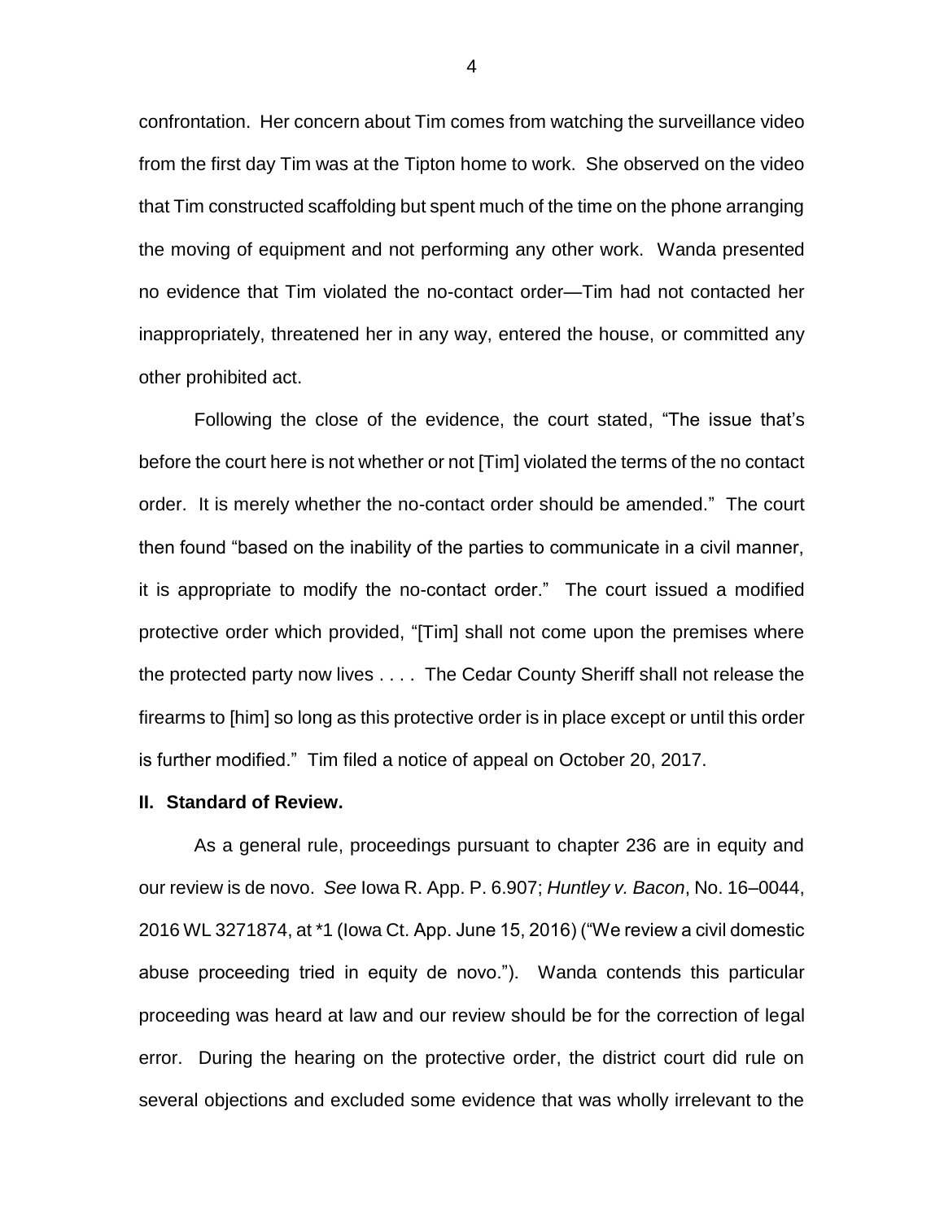confrontation. Her concern about Tim comes from watching the surveillance video from the first day Tim was at the Tipton home to work. She observed on the video that Tim constructed scaffolding but spent much of the time on the phone arranging the moving of equipment and not performing any other work. Wanda presented no evidence that Tim violated the no-contact order—Tim had not contacted her inappropriately, threatened her in any way, entered the house, or committed any other prohibited act.

Following the close of the evidence, the court stated, "The issue that's before the court here is not whether or not [Tim] violated the terms of the no contact order. It is merely whether the no-contact order should be amended." The court then found "based on the inability of the parties to communicate in a civil manner, it is appropriate to modify the no-contact order." The court issued a modified protective order which provided, "[Tim] shall not come upon the premises where the protected party now lives . . . . The Cedar County Sheriff shall not release the firearms to [him] so long as this protective order is in place except or until this order is further modified." Tim filed a notice of appeal on October 20, 2017.

## II. Standard of Review.

As a general rule, proceedings pursuant to chapter 236 are in equity and our review is de novo. *See* Iowa R. App. P. 6.907; *Huntley v. Bacon*, No. 16–0044, 2016 WL 3271874, at *1 (Iowa Ct. App. June 15, 2016) ("We review a civil domestic abuse proceeding tried in equity de novo."). Wanda contends this particular proceeding was heard at law and our review should be for the correction of legal error. During the hearing on the protective order, the district court did rule on several objections and excluded some evidence that was wholly irrelevant to the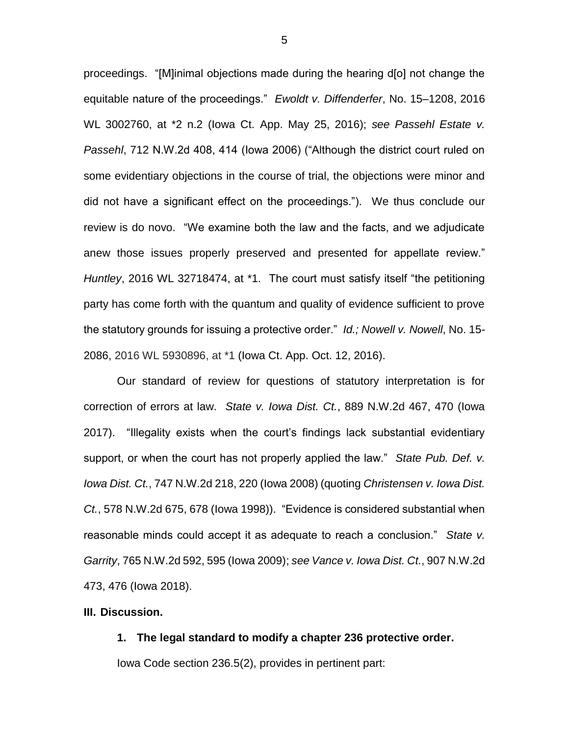proceedings. "[M]inimal objections made during the hearing d[o] not change the equitable nature of the proceedings." *Ewoldt v. Diffenderfer*, No. 15–1208, 2016 WL 3002760, at *2 n.2 (Iowa Ct. App. May 25, 2016); *see Passehl Estate v. Passehl*, 712 N.W.2d 408, 414 (Iowa 2006) ("Although the district court ruled on some evidentiary objections in the course of trial, the objections were minor and did not have a significant effect on the proceedings."). We thus conclude our review is do novo. "We examine both the law and the facts, and we adjudicate anew those issues properly preserved and presented for appellate review." *Huntley*, 2016 WL 32718474, at *1. The court must satisfy itself "the petitioning party has come forth with the quantum and quality of evidence sufficient to prove the statutory grounds for issuing a protective order." *Id.; Nowell v. Nowell*, No. 15-2086, 2016 WL 5930896, at *1 (Iowa Ct. App. Oct. 12, 2016).

Our standard of review for questions of statutory interpretation is for correction of errors at law. *State v. Iowa Dist. Ct.*, 889 N.W.2d 467, 470 (Iowa 2017). "Illegality exists when the court's findings lack substantial evidentiary support, or when the court has not properly applied the law." *State Pub. Def. v. Iowa Dist. Ct.*, 747 N.W.2d 218, 220 (Iowa 2008) (quoting *Christensen v. Iowa Dist. Ct.*, 578 N.W.2d 675, 678 (Iowa 1998)). "Evidence is considered substantial when reasonable minds could accept it as adequate to reach a conclusion." *State v. Garrity*, 765 N.W.2d 592, 595 (Iowa 2009); *see Vance v. Iowa Dist. Ct.*, 907 N.W.2d 473, 476 (Iowa 2018).

## III. Discussion.

### 1. The legal standard to modify a chapter 236 protective order.

Iowa Code section 236.5(2), provides in pertinent part: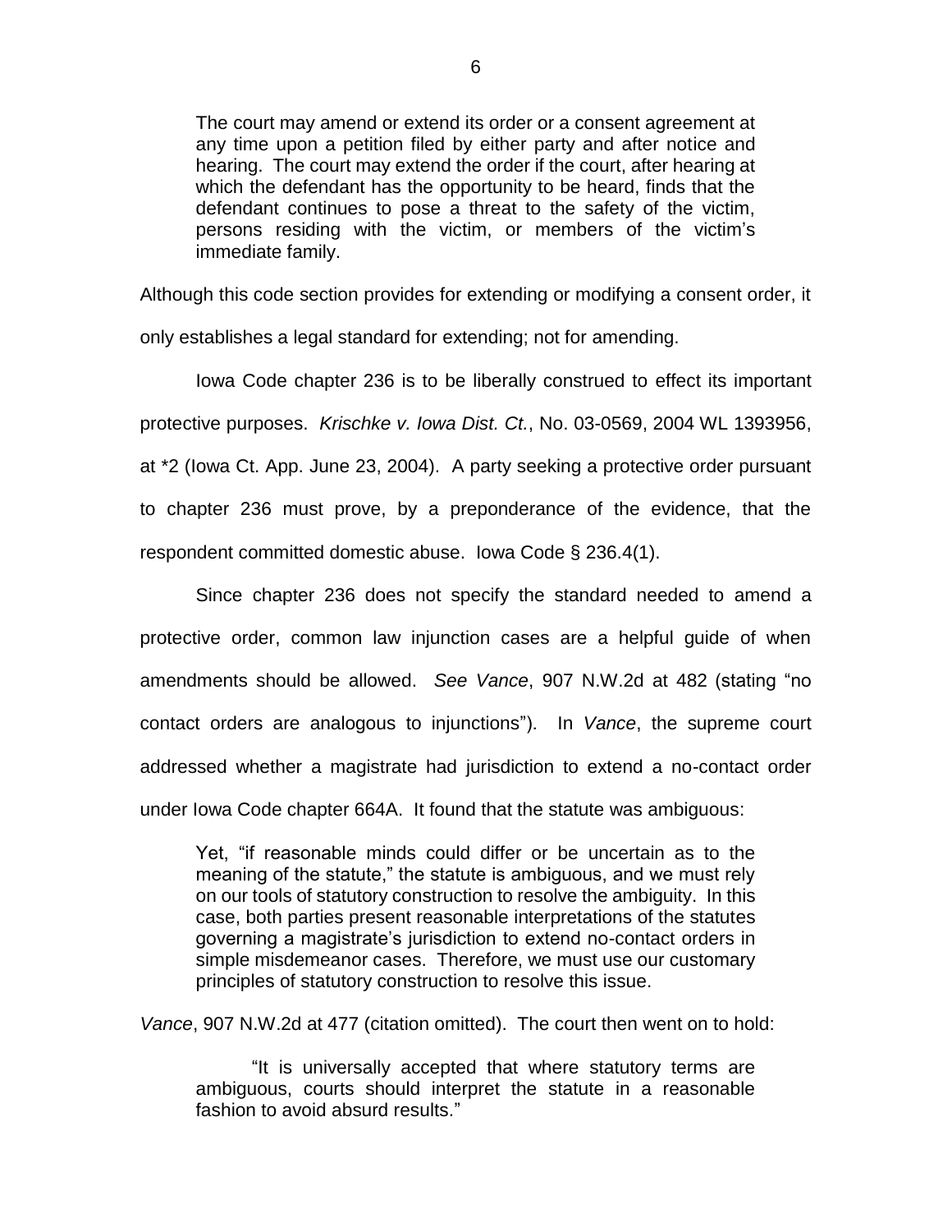> The court may amend or extend its order or a consent agreement at any time upon a petition filed by either party and after notice and hearing. The court may extend the order if the court, after hearing at which the defendant has the opportunity to be heard, finds that the defendant continues to pose a threat to the safety of the victim, persons residing with the victim, or members of the victim's immediate family.

Although this code section provides for extending or modifying a consent order, it only establishes a legal standard for extending; not for amending.

Iowa Code chapter 236 is to be liberally construed to effect its important protective purposes. *Krischke v. Iowa Dist. Ct.*, No. 03-0569, 2004 WL 1393956, at *2 (Iowa Ct. App. June 23, 2004). A party seeking a protective order pursuant to chapter 236 must prove, by a preponderance of the evidence, that the respondent committed domestic abuse. Iowa Code § 236.4(1).

Since chapter 236 does not specify the standard needed to amend a protective order, common law injunction cases are a helpful guide of when amendments should be allowed. *See Vance*, 907 N.W.2d at 482 (stating "no contact orders are analogous to injunctions"). In *Vance*, the supreme court addressed whether a magistrate had jurisdiction to extend a no-contact order under Iowa Code chapter 664A. It found that the statute was ambiguous:

> Yet, "if reasonable minds could differ or be uncertain as to the meaning of the statute," the statute is ambiguous, and we must rely on our tools of statutory construction to resolve the ambiguity. In this case, both parties present reasonable interpretations of the statutes governing a magistrate's jurisdiction to extend no-contact orders in simple misdemeanor cases. Therefore, we must use our customary principles of statutory construction to resolve this issue.

*Vance*, 907 N.W.2d at 477 (citation omitted). The court then went on to hold:

> "It is universally accepted that where statutory terms are ambiguous, courts should interpret the statute in a reasonable fashion to avoid absurd results."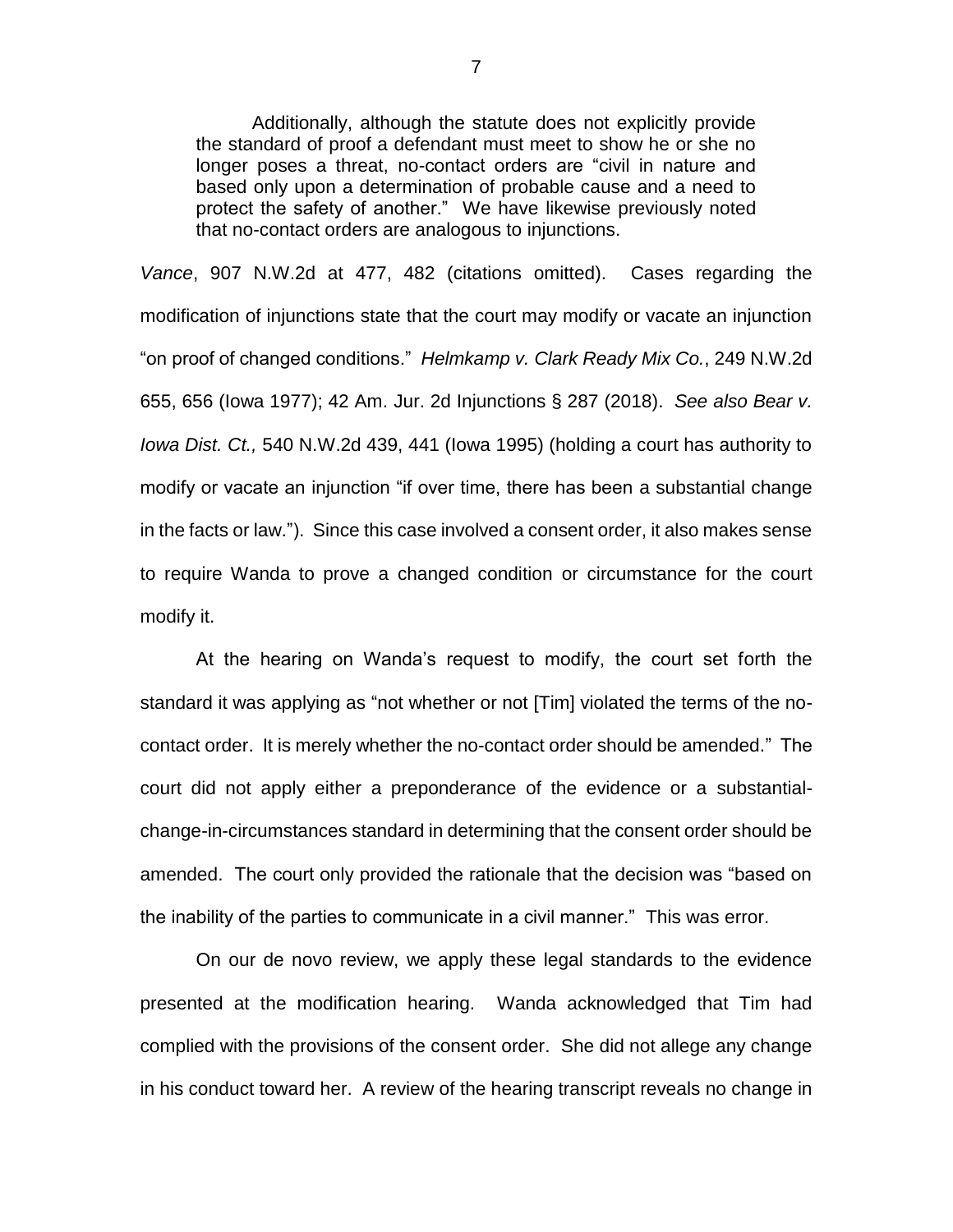> Additionally, although the statute does not explicitly provide the standard of proof a defendant must meet to show he or she no longer poses a threat, no-contact orders are "civil in nature and based only upon a determination of probable cause and a need to protect the safety of another." We have likewise previously noted that no-contact orders are analogous to injunctions.

*Vance*, 907 N.W.2d at 477, 482 (citations omitted). Cases regarding the modification of injunctions state that the court may modify or vacate an injunction "on proof of changed conditions." *Helmkamp v. Clark Ready Mix Co.*, 249 N.W.2d 655, 656 (Iowa 1977); 42 Am. Jur. 2d Injunctions § 287 (2018). *See also Bear v. Iowa Dist. Ct.,* 540 N.W.2d 439, 441 (Iowa 1995) (holding a court has authority to modify or vacate an injunction "if over time, there has been a substantial change in the facts or law."). Since this case involved a consent order, it also makes sense to require Wanda to prove a changed condition or circumstance for the court modify it.

At the hearing on Wanda's request to modify, the court set forth the standard it was applying as "not whether or not [Tim] violated the terms of the no-contact order. It is merely whether the no-contact order should be amended." The court did not apply either a preponderance of the evidence or a substantial-change-in-circumstances standard in determining that the consent order should be amended. The court only provided the rationale that the decision was "based on the inability of the parties to communicate in a civil manner." This was error.

On our de novo review, we apply these legal standards to the evidence presented at the modification hearing. Wanda acknowledged that Tim had complied with the provisions of the consent order. She did not allege any change in his conduct toward her. A review of the hearing transcript reveals no change in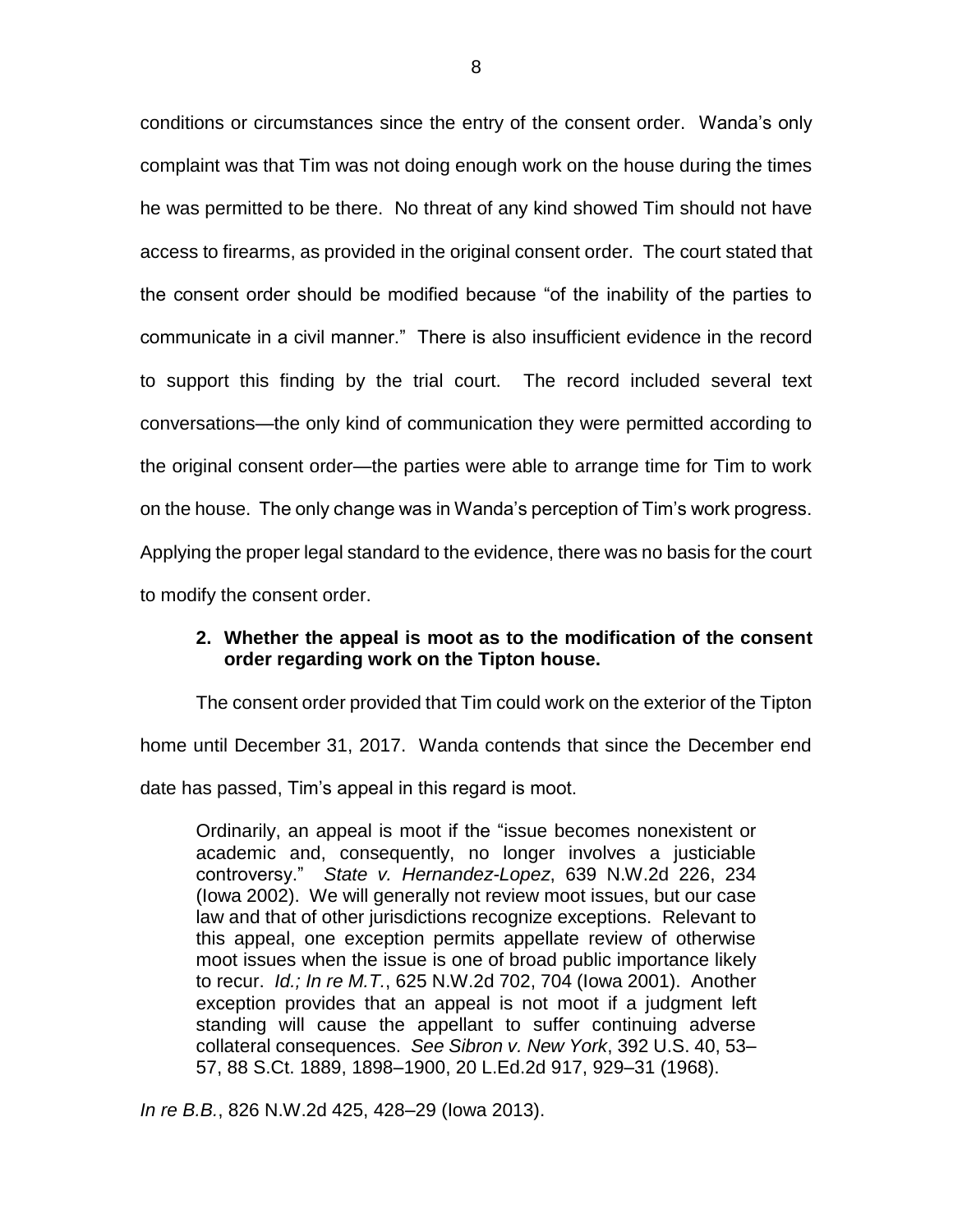conditions or circumstances since the entry of the consent order. Wanda's only complaint was that Tim was not doing enough work on the house during the times he was permitted to be there. No threat of any kind showed Tim should not have access to firearms, as provided in the original consent order. The court stated that the consent order should be modified because "of the inability of the parties to communicate in a civil manner." There is also insufficient evidence in the record to support this finding by the trial court. The record included several text conversations—the only kind of communication they were permitted according to the original consent order—the parties were able to arrange time for Tim to work on the house. The only change was in Wanda's perception of Tim's work progress. Applying the proper legal standard to the evidence, there was no basis for the court to modify the consent order.

### **2. Whether the appeal is moot as to the modification of the consent order regarding work on the Tipton house.**

The consent order provided that Tim could work on the exterior of the Tipton home until December 31, 2017. Wanda contends that since the December end date has passed, Tim's appeal in this regard is moot.

> Ordinarily, an appeal is moot if the "issue becomes nonexistent or academic and, consequently, no longer involves a justiciable controversy." *State v. Hernandez-Lopez*, 639 N.W.2d 226, 234 (Iowa 2002). We will generally not review moot issues, but our case law and that of other jurisdictions recognize exceptions. Relevant to this appeal, one exception permits appellate review of otherwise moot issues when the issue is one of broad public importance likely to recur. *Id.; In re M.T.*, 625 N.W.2d 702, 704 (Iowa 2001). Another exception provides that an appeal is not moot if a judgment left standing will cause the appellant to suffer continuing adverse collateral consequences. *See Sibron v. New York*, 392 U.S. 40, 53–57, 88 S.Ct. 1889, 1898–1900, 20 L.Ed.2d 917, 929–31 (1968).

*In re B.B.*, 826 N.W.2d 425, 428–29 (Iowa 2013).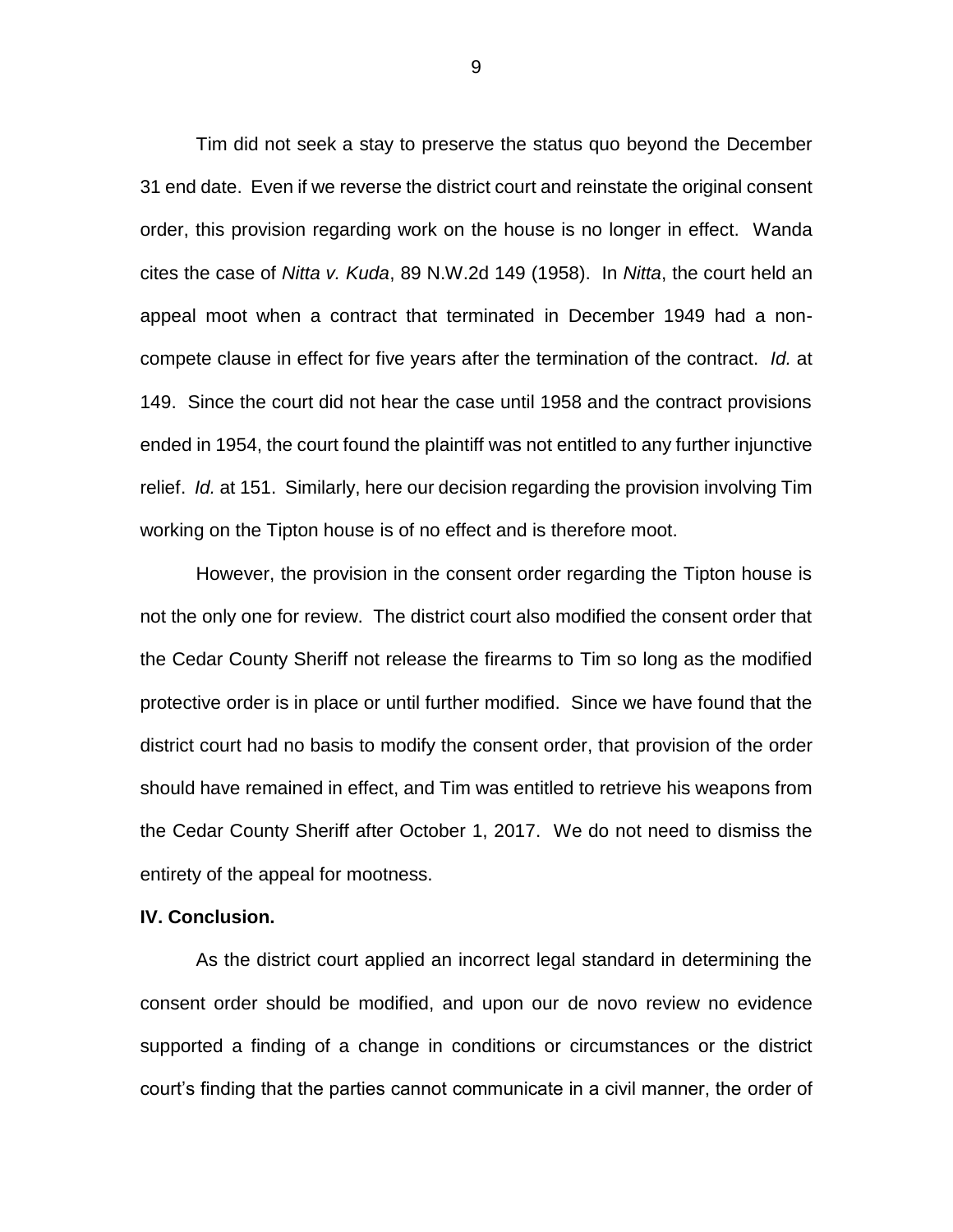Tim did not seek a stay to preserve the status quo beyond the December 31 end date. Even if we reverse the district court and reinstate the original consent order, this provision regarding work on the house is no longer in effect. Wanda cites the case of *Nitta v. Kuda*, 89 N.W.2d 149 (1958). In *Nitta*, the court held an appeal moot when a contract that terminated in December 1949 had a non-compete clause in effect for five years after the termination of the contract. *Id.* at 149. Since the court did not hear the case until 1958 and the contract provisions ended in 1954, the court found the plaintiff was not entitled to any further injunctive relief. *Id.* at 151. Similarly, here our decision regarding the provision involving Tim working on the Tipton house is of no effect and is therefore moot.

However, the provision in the consent order regarding the Tipton house is not the only one for review. The district court also modified the consent order that the Cedar County Sheriff not release the firearms to Tim so long as the modified protective order is in place or until further modified. Since we have found that the district court had no basis to modify the consent order, that provision of the order should have remained in effect, and Tim was entitled to retrieve his weapons from the Cedar County Sheriff after October 1, 2017. We do not need to dismiss the entirety of the appeal for mootness.

**IV. Conclusion.**

As the district court applied an incorrect legal standard in determining the consent order should be modified, and upon our de novo review no evidence supported a finding of a change in conditions or circumstances or the district court's finding that the parties cannot communicate in a civil manner, the order of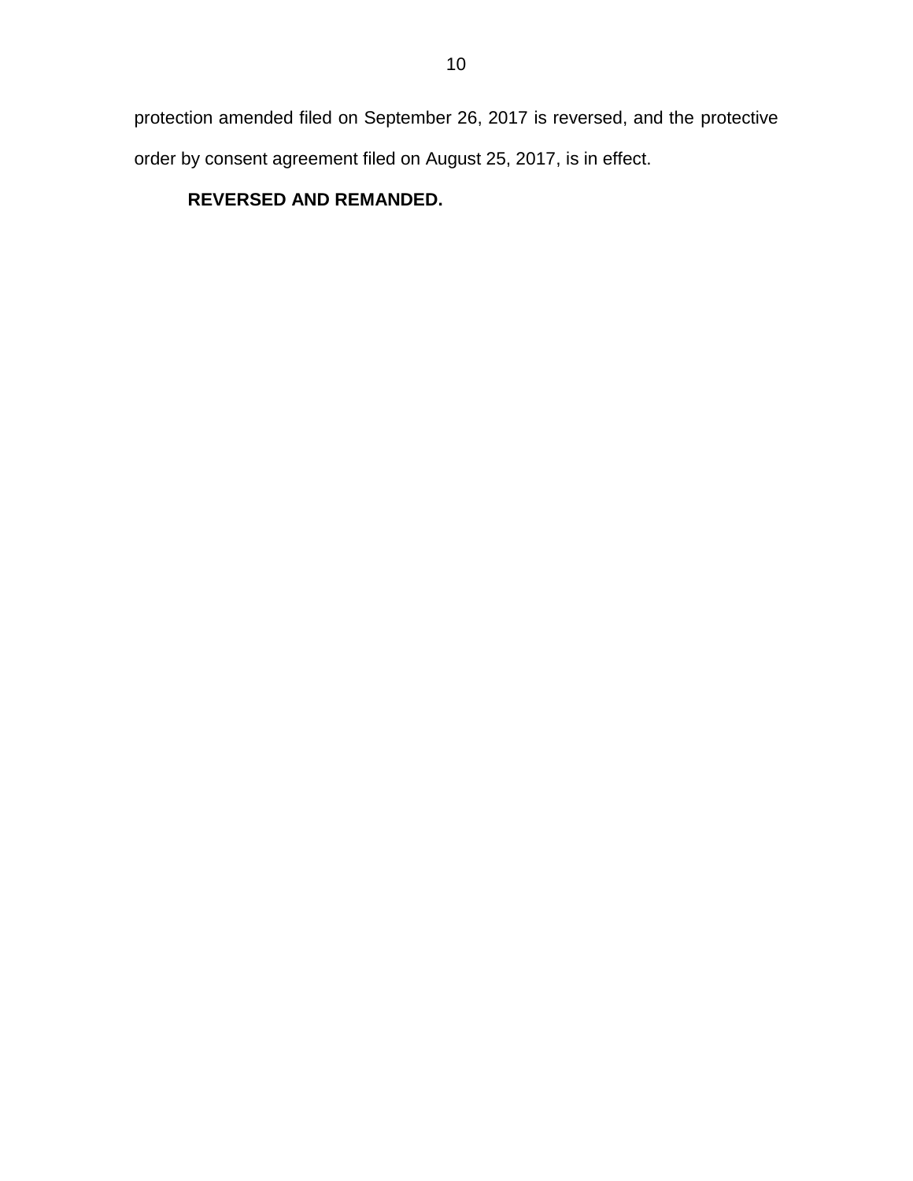protection amended filed on September 26, 2017 is reversed, and the protective order by consent agreement filed on August 25, 2017, is in effect.

**REVERSED AND REMANDED.**